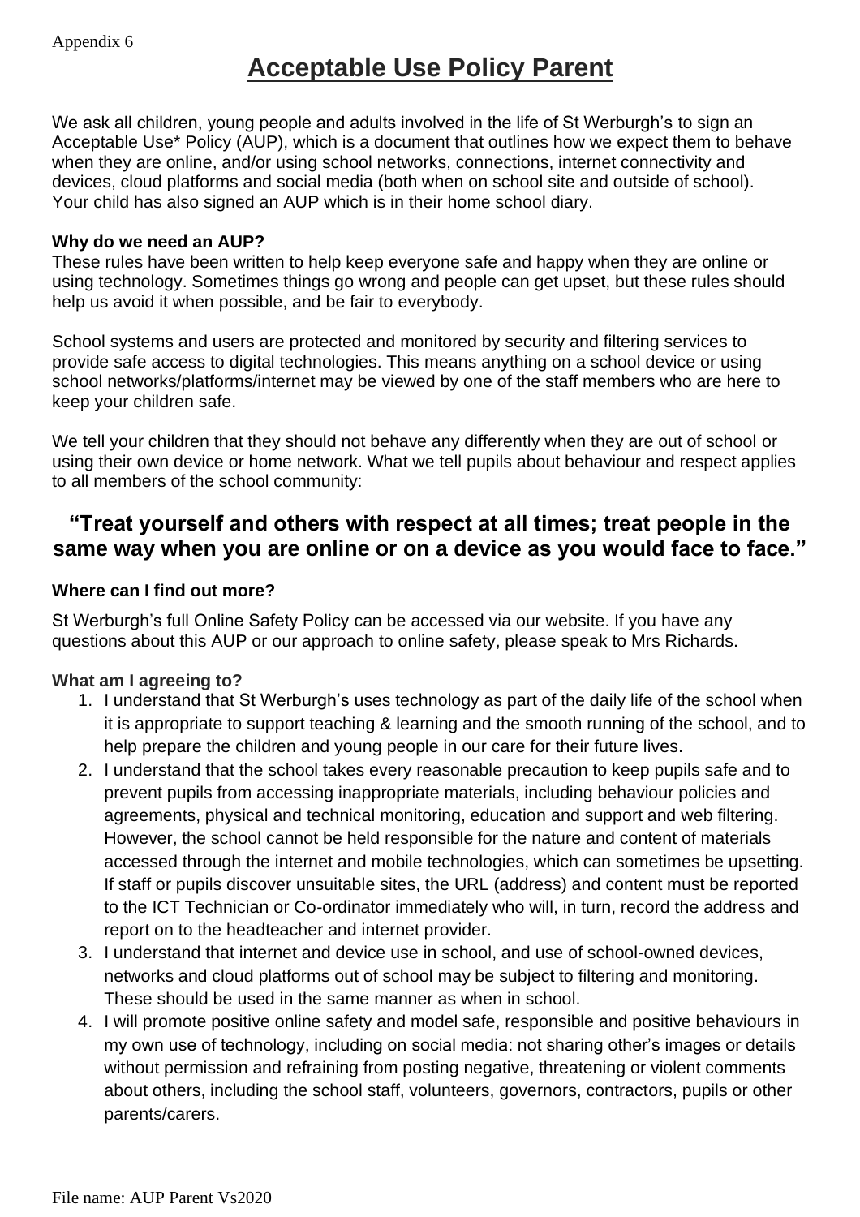Appendix 6

# Acceptable Use Policy Parent

We ask all children, young people and adults involved in the life of St Werburgh's to sign an Acceptable Use* Policy (AUP), which is a document that outlines how we expect them to behave when they are online, and/or using school networks, connections, internet connectivity and devices, cloud platforms and social media (both when on school site and outside of school). Your child has also signed an AUP which is in their home school diary.

**Why do we need an AUP?**

These rules have been written to help keep everyone safe and happy when they are online or using technology. Sometimes things go wrong and people can get upset, but these rules should help us avoid it when possible, and be fair to everybody.

School systems and users are protected and monitored by security and filtering services to provide safe access to digital technologies. This means anything on a school device or using school networks/platforms/internet may be viewed by one of the staff members who are here to keep your children safe.

We tell your children that they should not behave any differently when they are out of school or using their own device or home network. What we tell pupils about behaviour and respect applies to all members of the school community:

### "Treat yourself and others with respect at all times; treat people in the same way when you are online or on a device as you would face to face."

**Where can I find out more?**

St Werburgh's full Online Safety Policy can be accessed via our website. If you have any questions about this AUP or our approach to online safety, please speak to Mrs Richards.

**What am I agreeing to?**

1. I understand that St Werburgh's uses technology as part of the daily life of the school when it is appropriate to support teaching & learning and the smooth running of the school, and to help prepare the children and young people in our care for their future lives.
2. I understand that the school takes every reasonable precaution to keep pupils safe and to prevent pupils from accessing inappropriate materials, including behaviour policies and agreements, physical and technical monitoring, education and support and web filtering. However, the school cannot be held responsible for the nature and content of materials accessed through the internet and mobile technologies, which can sometimes be upsetting. If staff or pupils discover unsuitable sites, the URL (address) and content must be reported to the ICT Technician or Co-ordinator immediately who will, in turn, record the address and report on to the headteacher and internet provider.
3. I understand that internet and device use in school, and use of school-owned devices, networks and cloud platforms out of school may be subject to filtering and monitoring. These should be used in the same manner as when in school.
4. I will promote positive online safety and model safe, responsible and positive behaviours in my own use of technology, including on social media: not sharing other's images or details without permission and refraining from posting negative, threatening or violent comments about others, including the school staff, volunteers, governors, contractors, pupils or other parents/carers.

File name: AUP Parent Vs2020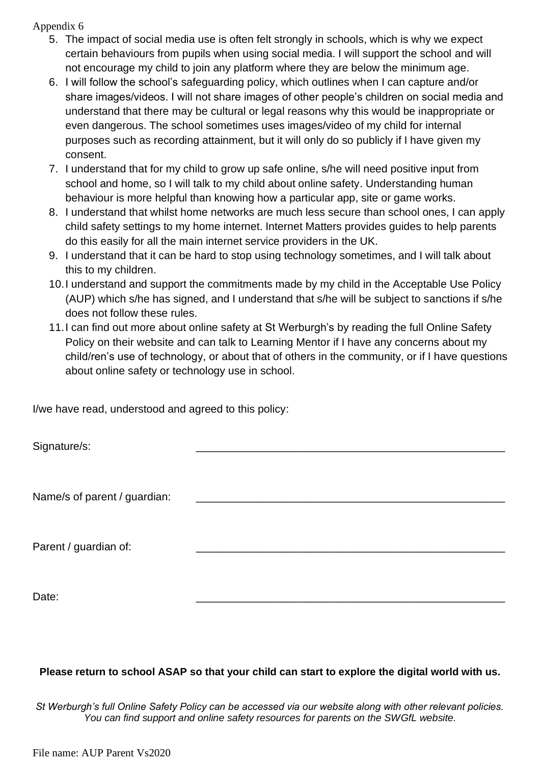Appendix 6

5. The impact of social media use is often felt strongly in schools, which is why we expect certain behaviours from pupils when using social media. I will support the school and will not encourage my child to join any platform where they are below the minimum age.
6. I will follow the school's safeguarding policy, which outlines when I can capture and/or share images/videos. I will not share images of other people's children on social media and understand that there may be cultural or legal reasons why this would be inappropriate or even dangerous. The school sometimes uses images/video of my child for internal purposes such as recording attainment, but it will only do so publicly if I have given my consent.
7. I understand that for my child to grow up safe online, s/he will need positive input from school and home, so I will talk to my child about online safety. Understanding human behaviour is more helpful than knowing how a particular app, site or game works.
8. I understand that whilst home networks are much less secure than school ones, I can apply child safety settings to my home internet. Internet Matters provides guides to help parents do this easily for all the main internet service providers in the UK.
9. I understand that it can be hard to stop using technology sometimes, and I will talk about this to my children.
10. I understand and support the commitments made by my child in the Acceptable Use Policy (AUP) which s/he has signed, and I understand that s/he will be subject to sanctions if s/he does not follow these rules.
11. I can find out more about online safety at St Werburgh's by reading the full Online Safety Policy on their website and can talk to Learning Mentor if I have any concerns about my child/ren's use of technology, or about that of others in the community, or if I have questions about online safety or technology use in school.

I/we have read, understood and agreed to this policy:

Signature/s: ____________________________________________________

Name/s of parent / guardian: ____________________________________________________

Parent / guardian of: ____________________________________________________

Date: ____________________________________________________

**Please return to school ASAP so that your child can start to explore the digital world with us.**

*St Werburgh's full Online Safety Policy can be accessed via our website along with other relevant policies. You can find support and online safety resources for parents on the SWGfL website.*

File name: AUP Parent Vs2020